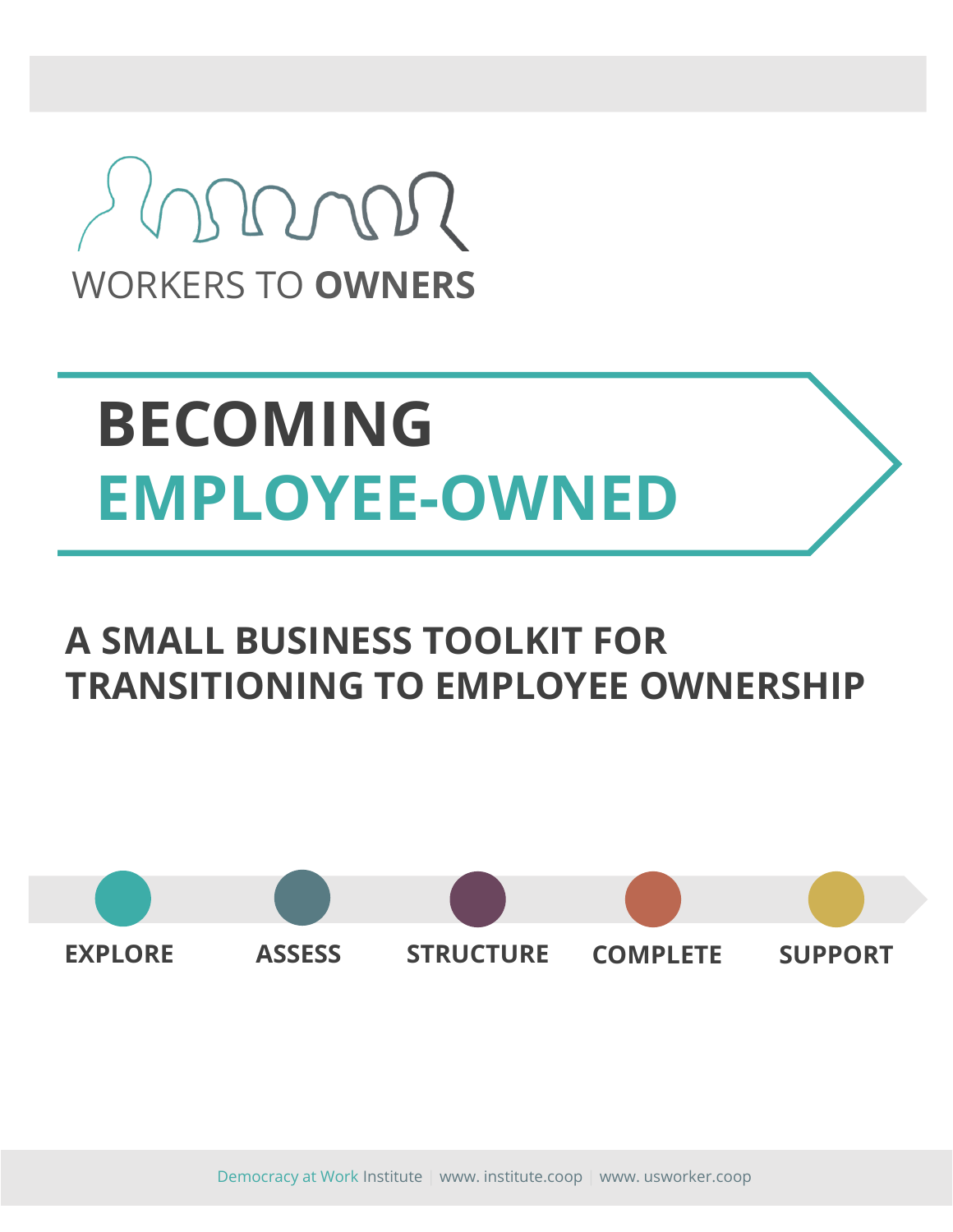WORKERS TO **OWNERS**

# BECOMING EMPLOYEE-OWNED

## A SMALL BUSINESS TOOLKIT FOR TRANSITIONING TO EMPLOYEE OWNERSHIP

**EXPLORE** **ASSESS** **STRUCTURE** **COMPLETE** **SUPPORT**

Democracy at Work Institute | www. institute.coop | www. usworker.coop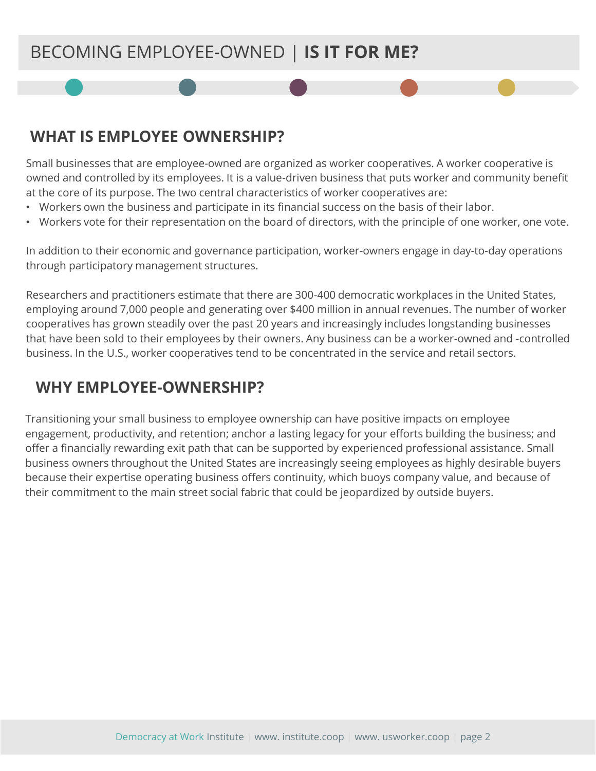## WHAT IS EMPLOYEE OWNERSHIP?

Small businesses that are employee-owned are organized as worker cooperatives. A worker cooperative is owned and controlled by its employees. It is a value-driven business that puts worker and community benefit at the core of its purpose. The two central characteristics of worker cooperatives are:

- Workers own the business and participate in its financial success on the basis of their labor.
- Workers vote for their representation on the board of directors, with the principle of one worker, one vote.

In addition to their economic and governance participation, worker-owners engage in day-to-day operations through participatory management structures.

Researchers and practitioners estimate that there are 300-400 democratic workplaces in the United States, employing around 7,000 people and generating over $400 million in annual revenues. The number of worker cooperatives has grown steadily over the past 20 years and increasingly includes longstanding businesses that have been sold to their employees by their owners. Any business can be a worker-owned and -controlled business. In the U.S., worker cooperatives tend to be concentrated in the service and retail sectors.

## WHY EMPLOYEE-OWNERSHIP?

Transitioning your small business to employee ownership can have positive impacts on employee engagement, productivity, and retention; anchor a lasting legacy for your efforts building the business; and offer a financially rewarding exit path that can be supported by experienced professional assistance. Small business owners throughout the United States are increasingly seeing employees as highly desirable buyers because their expertise operating business offers continuity, which buoys company value, and because of their commitment to the main street social fabric that could be jeopardized by outside buyers.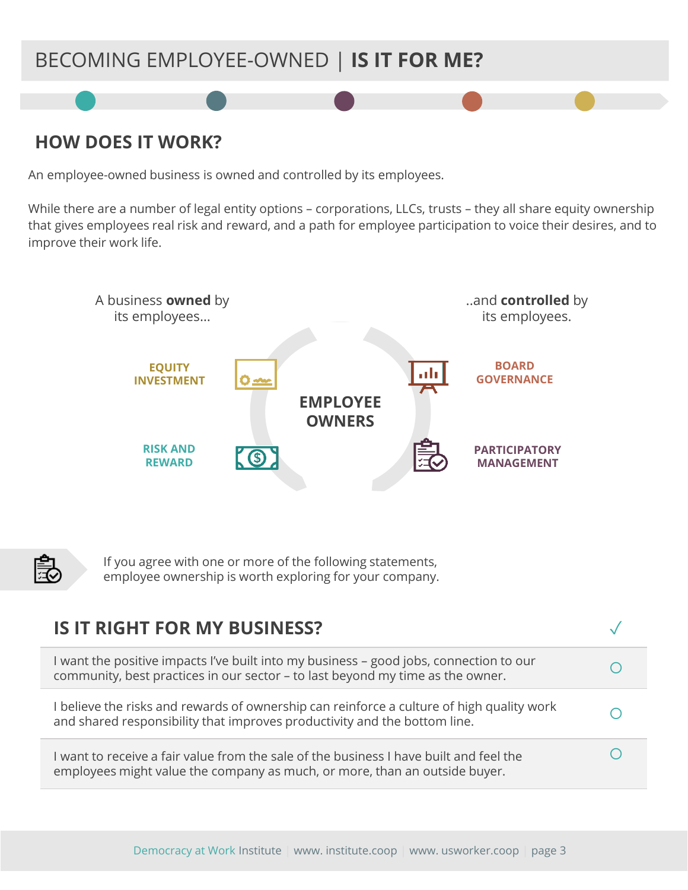# BECOMING EMPLOYEE-OWNED | **IS IT FOR ME?**

## HOW DOES IT WORK?

An employee-owned business is owned and controlled by its employees.

While there are a number of legal entity options – corporations, LLCs, trusts – they all share equity ownership that gives employees real risk and reward, and a path for employee participation to voice their desires, and to improve their work life.

A business **owned** by its employees...

..and **controlled** by its employees.

**EQUITY INVESTMENT**

**BOARD GOVERNANCE**

**EMPLOYEE OWNERS**

**RISK AND REWARD**

**PARTICIPATORY MANAGEMENT**

If you agree with one or more of the following statements, employee ownership is worth exploring for your company.

| IS IT RIGHT FOR MY BUSINESS? | ✓ |
|---|---|
| I want the positive impacts I've built into my business – good jobs, connection to our community, best practices in our sector – to last beyond my time as the owner. | ○ |
| I believe the risks and rewards of ownership can reinforce a culture of high quality work and shared responsibility that improves productivity and the bottom line. | ○ |
| I want to receive a fair value from the sale of the business I have built and feel the employees might value the company as much, or more, than an outside buyer. | ○ |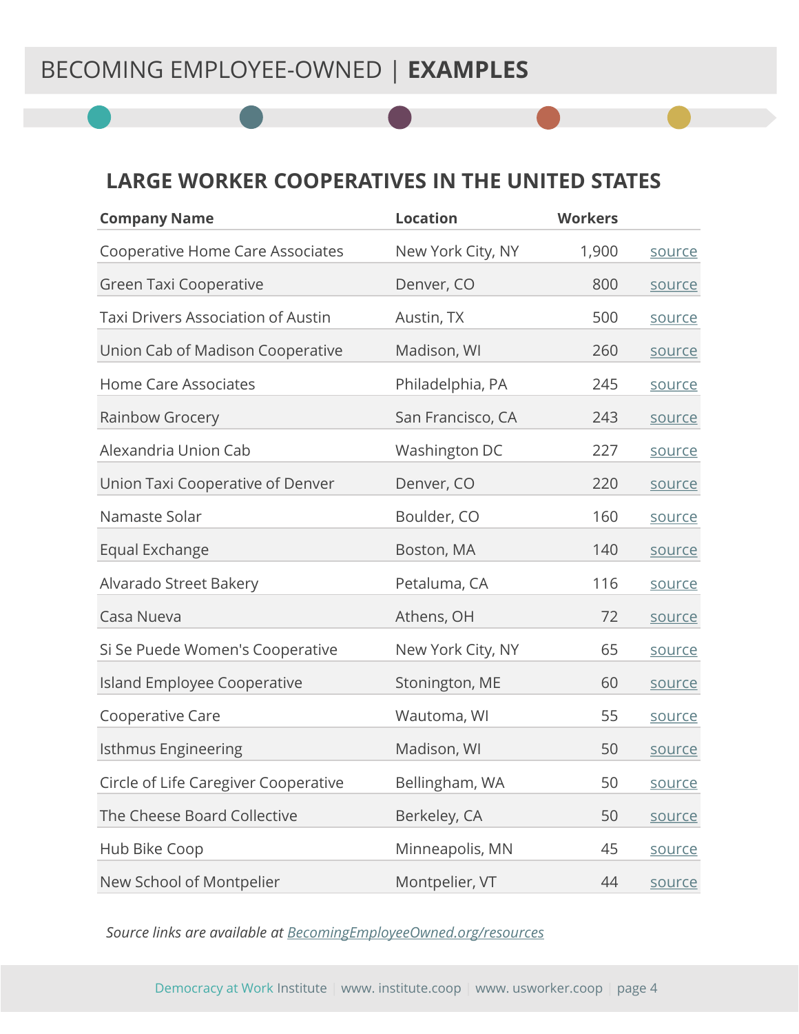# BECOMING EMPLOYEE-OWNED | EXAMPLES

## LARGE WORKER COOPERATIVES IN THE UNITED STATES

| Company Name | Location | Workers | |
|---|---|---|---|
| Cooperative Home Care Associates | New York City, NY | 1,900 | source |
| Green Taxi Cooperative | Denver, CO | 800 | source |
| Taxi Drivers Association of Austin | Austin, TX | 500 | source |
| Union Cab of Madison Cooperative | Madison, WI | 260 | source |
| Home Care Associates | Philadelphia, PA | 245 | source |
| Rainbow Grocery | San Francisco, CA | 243 | source |
| Alexandria Union Cab | Washington DC | 227 | source |
| Union Taxi Cooperative of Denver | Denver, CO | 220 | source |
| Namaste Solar | Boulder, CO | 160 | source |
| Equal Exchange | Boston, MA | 140 | source |
| Alvarado Street Bakery | Petaluma, CA | 116 | source |
| Casa Nueva | Athens, OH | 72 | source |
| Si Se Puede Women's Cooperative | New York City, NY | 65 | source |
| Island Employee Cooperative | Stonington, ME | 60 | source |
| Cooperative Care | Wautoma, WI | 55 | source |
| Isthmus Engineering | Madison, WI | 50 | source |
| Circle of Life Caregiver Cooperative | Bellingham, WA | 50 | source |
| The Cheese Board Collective | Berkeley, CA | 50 | source |
| Hub Bike Coop | Minneapolis, MN | 45 | source |
| New School of Montpelier | Montpelier, VT | 44 | source |

*Source links are available at BecomingEmployeeOwned.org/resources*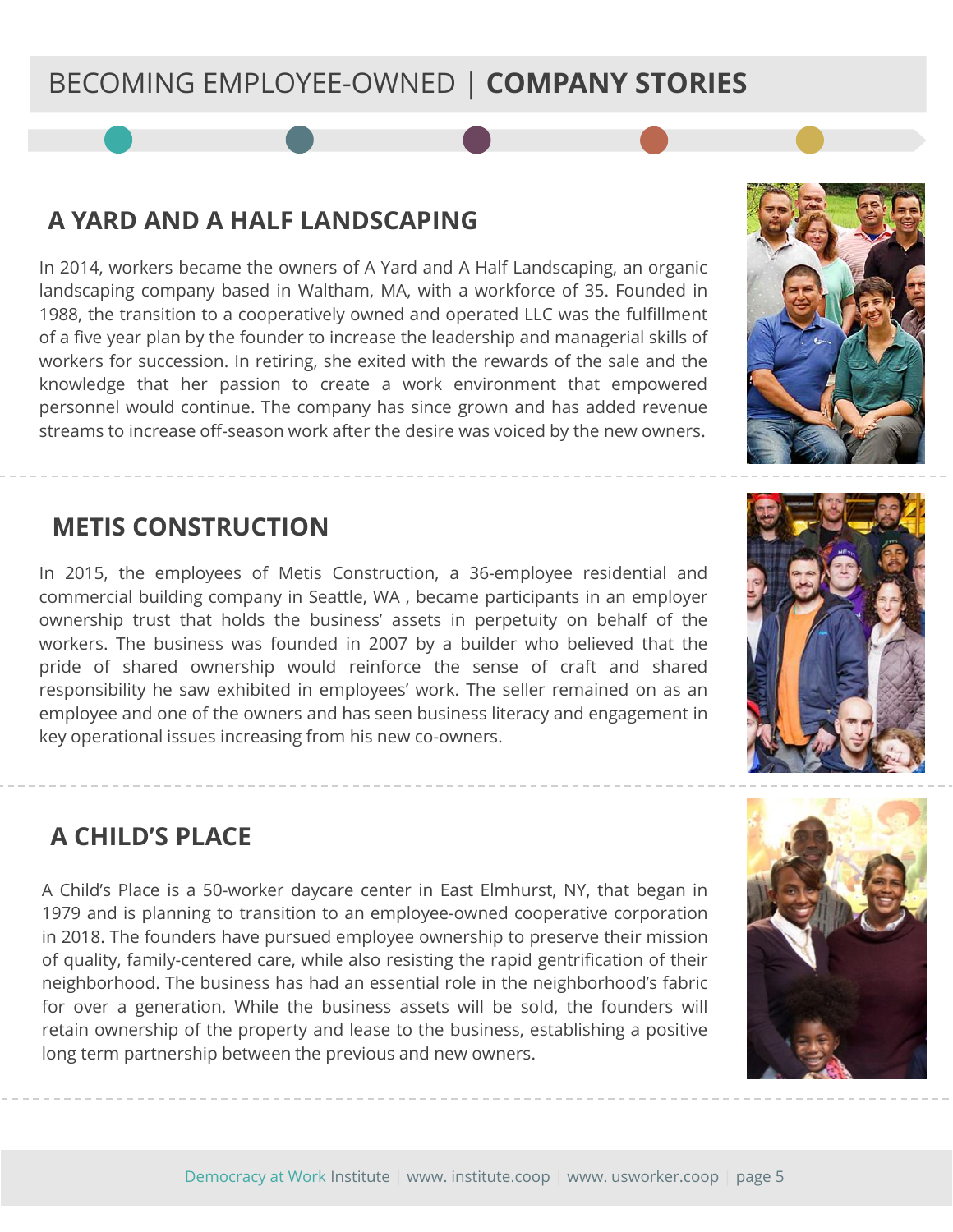# BECOMING EMPLOYEE-OWNED | **COMPANY STORIES**

## A YARD AND A HALF LANDSCAPING

In 2014, workers became the owners of A Yard and A Half Landscaping, an organic landscaping company based in Waltham, MA, with a workforce of 35. Founded in 1988, the transition to a cooperatively owned and operated LLC was the fulfillment of a five year plan by the founder to increase the leadership and managerial skills of workers for succession. In retiring, she exited with the rewards of the sale and the knowledge that her passion to create a work environment that empowered personnel would continue. The company has since grown and has added revenue streams to increase off-season work after the desire was voiced by the new owners.

## METIS CONSTRUCTION

In 2015, the employees of Metis Construction, a 36-employee residential and commercial building company in Seattle, WA , became participants in an employer ownership trust that holds the business' assets in perpetuity on behalf of the workers. The business was founded in 2007 by a builder who believed that the pride of shared ownership would reinforce the sense of craft and shared responsibility he saw exhibited in employees' work. The seller remained on as an employee and one of the owners and has seen business literacy and engagement in key operational issues increasing from his new co-owners.

## A CHILD'S PLACE

A Child's Place is a 50-worker daycare center in East Elmhurst, NY, that began in 1979 and is planning to transition to an employee-owned cooperative corporation in 2018. The founders have pursued employee ownership to preserve their mission of quality, family-centered care, while also resisting the rapid gentrification of their neighborhood. The business has had an essential role in the neighborhood's fabric for over a generation. While the business assets will be sold, the founders will retain ownership of the property and lease to the business, establishing a positive long term partnership between the previous and new owners.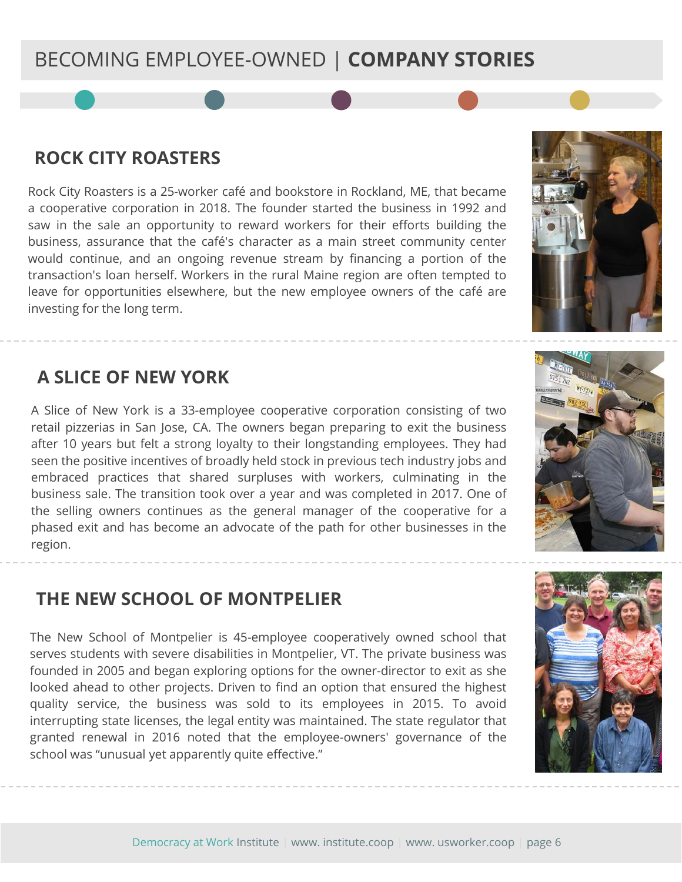# BECOMING EMPLOYEE-OWNED | **COMPANY STORIES**

## ROCK CITY ROASTERS

Rock City Roasters is a 25-worker café and bookstore in Rockland, ME, that became a cooperative corporation in 2018. The founder started the business in 1992 and saw in the sale an opportunity to reward workers for their efforts building the business, assurance that the café's character as a main street community center would continue, and an ongoing revenue stream by financing a portion of the transaction's loan herself. Workers in the rural Maine region are often tempted to leave for opportunities elsewhere, but the new employee owners of the café are investing for the long term.

## A SLICE OF NEW YORK

A Slice of New York is a 33-employee cooperative corporation consisting of two retail pizzerias in San Jose, CA. The owners began preparing to exit the business after 10 years but felt a strong loyalty to their longstanding employees. They had seen the positive incentives of broadly held stock in previous tech industry jobs and embraced practices that shared surpluses with workers, culminating in the business sale. The transition took over a year and was completed in 2017. One of the selling owners continues as the general manager of the cooperative for a phased exit and has become an advocate of the path for other businesses in the region.

## THE NEW SCHOOL OF MONTPELIER

The New School of Montpelier is 45-employee cooperatively owned school that serves students with severe disabilities in Montpelier, VT. The private business was founded in 2005 and began exploring options for the owner-director to exit as she looked ahead to other projects. Driven to find an option that ensured the highest quality service, the business was sold to its employees in 2015. To avoid interrupting state licenses, the legal entity was maintained. The state regulator that granted renewal in 2016 noted that the employee-owners' governance of the school was "unusual yet apparently quite effective."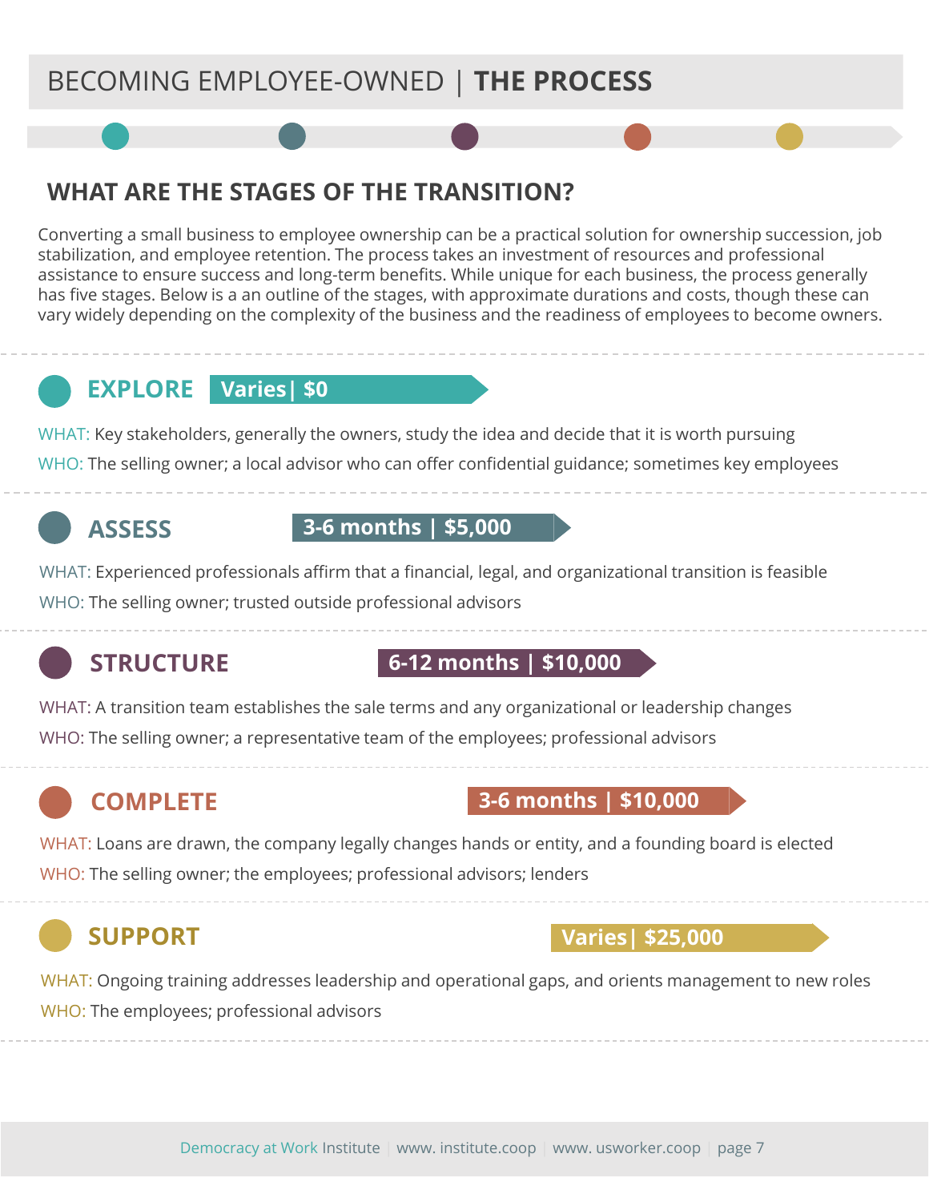# BECOMING EMPLOYEE-OWNED | **THE PROCESS**

## WHAT ARE THE STAGES OF THE TRANSITION?

Converting a small business to employee ownership can be a practical solution for ownership succession, job stabilization, and employee retention. The process takes an investment of resources and professional assistance to ensure success and long-term benefits. While unique for each business, the process generally has five stages. Below is a an outline of the stages, with approximate durations and costs, though these can vary widely depending on the complexity of the business and the readiness of employees to become owners.

### EXPLORE — Varies | $0

WHAT: Key stakeholders, generally the owners, study the idea and decide that it is worth pursuing

WHO: The selling owner; a local advisor who can offer confidential guidance; sometimes key employees

### ASSESS — 3-6 months | $5,000

WHAT: Experienced professionals affirm that a financial, legal, and organizational transition is feasible

WHO: The selling owner; trusted outside professional advisors

### STRUCTURE — 6-12 months | $10,000

WHAT: A transition team establishes the sale terms and any organizational or leadership changes

WHO: The selling owner; a representative team of the employees; professional advisors

### COMPLETE — 3-6 months | $10,000

WHAT: Loans are drawn, the company legally changes hands or entity, and a founding board is elected

WHO: The selling owner; the employees; professional advisors; lenders

### SUPPORT — Varies | $25,000

WHAT: Ongoing training addresses leadership and operational gaps, and orients management to new roles

WHO: The employees; professional advisors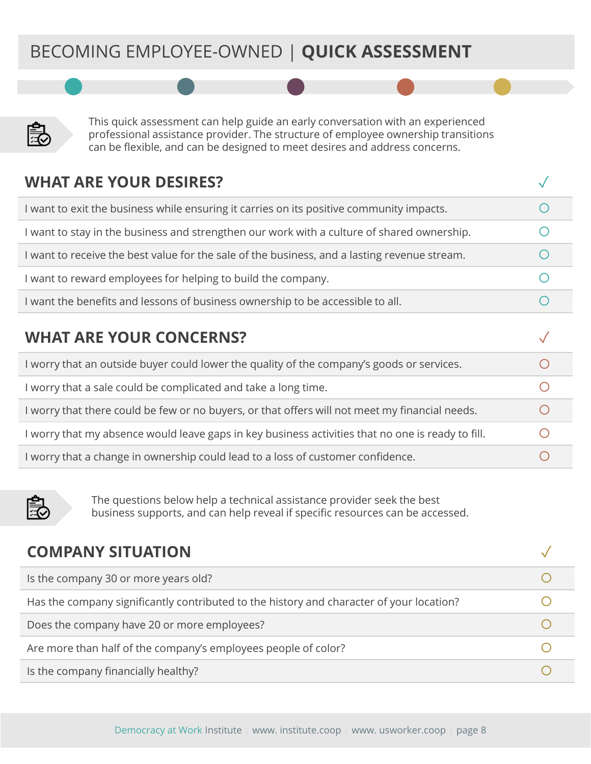# BECOMING EMPLOYEE-OWNED | **QUICK ASSESSMENT**

This quick assessment can help guide an early conversation with an experienced professional assistance provider. The structure of employee ownership transitions can be flexible, and can be designed to meet desires and address concerns.

| WHAT ARE YOUR DESIRES? | ✓ |
|---|---|
| I want to exit the business while ensuring it carries on its positive community impacts. | ○ |
| I want to stay in the business and strengthen our work with a culture of shared ownership. | ○ |
| I want to receive the best value for the sale of the business, and a lasting revenue stream. | ○ |
| I want to reward employees for helping to build the company. | ○ |
| I want the benefits and lessons of business ownership to be accessible to all. | ○ |

| WHAT ARE YOUR CONCERNS? | ✓ |
|---|---|
| I worry that an outside buyer could lower the quality of the company's goods or services. | ○ |
| I worry that a sale could be complicated and take a long time. | ○ |
| I worry that there could be few or no buyers, or that offers will not meet my financial needs. | ○ |
| I worry that my absence would leave gaps in key business activities that no one is ready to fill. | ○ |
| I worry that a change in ownership could lead to a loss of customer confidence. | ○ |

The questions below help a technical assistance provider seek the best business supports, and can help reveal if specific resources can be accessed.

| COMPANY SITUATION | ✓ |
|---|---|
| Is the company 30 or more years old? | ○ |
| Has the company significantly contributed to the history and character of your location? | ○ |
| Does the company have 20 or more employees? | ○ |
| Are more than half of the company's employees people of color? | ○ |
| Is the company financially healthy? | ○ |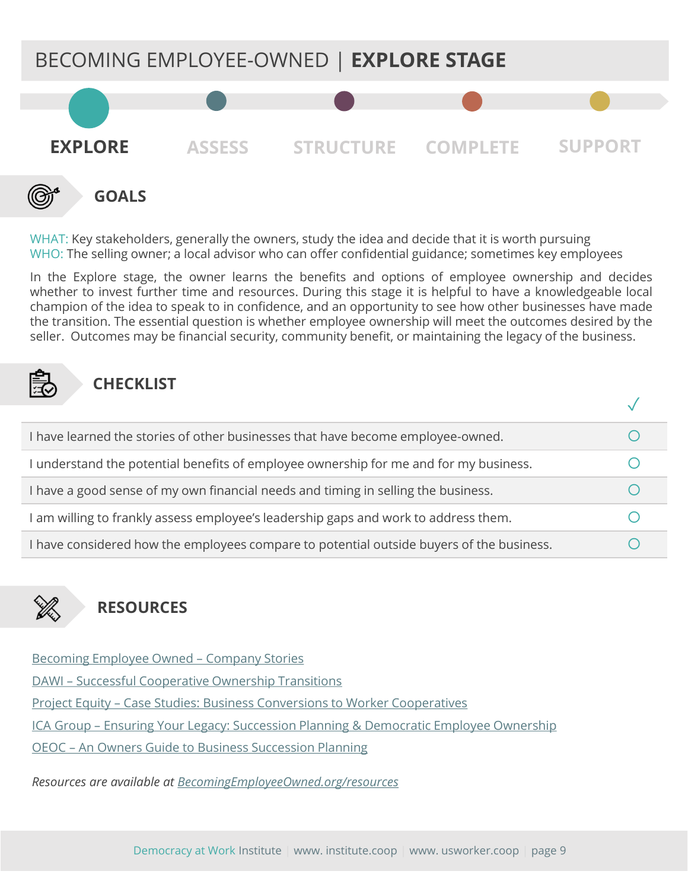# BECOMING EMPLOYEE-OWNED | **EXPLORE STAGE**

**EXPLORE** ASSESS STRUCTURE COMPLETE SUPPORT

## GOALS

WHAT: Key stakeholders, generally the owners, study the idea and decide that it is worth pursuing
WHO: The selling owner; a local advisor who can offer confidential guidance; sometimes key employees

In the Explore stage, the owner learns the benefits and options of employee ownership and decides whether to invest further time and resources. During this stage it is helpful to have a knowledgeable local champion of the idea to speak to in confidence, and an opportunity to see how other businesses have made the transition. The essential question is whether employee ownership will meet the outcomes desired by the seller. Outcomes may be financial security, community benefit, or maintaining the legacy of the business.

## CHECKLIST

| | ✓ |
|---|---|
| I have learned the stories of other businesses that have become employee-owned. | ○ |
| I understand the potential benefits of employee ownership for me and for my business. | ○ |
| I have a good sense of my own financial needs and timing in selling the business. | ○ |
| I am willing to frankly assess employee's leadership gaps and work to address them. | ○ |
| I have considered how the employees compare to potential outside buyers of the business. | ○ |

## RESOURCES

- Becoming Employee Owned – Company Stories
- DAWI – Successful Cooperative Ownership Transitions
- Project Equity – Case Studies: Business Conversions to Worker Cooperatives
- ICA Group – Ensuring Your Legacy: Succession Planning & Democratic Employee Ownership
- OEOC – An Owners Guide to Business Succession Planning

*Resources are available at BecomingEmployeeOwned.org/resources*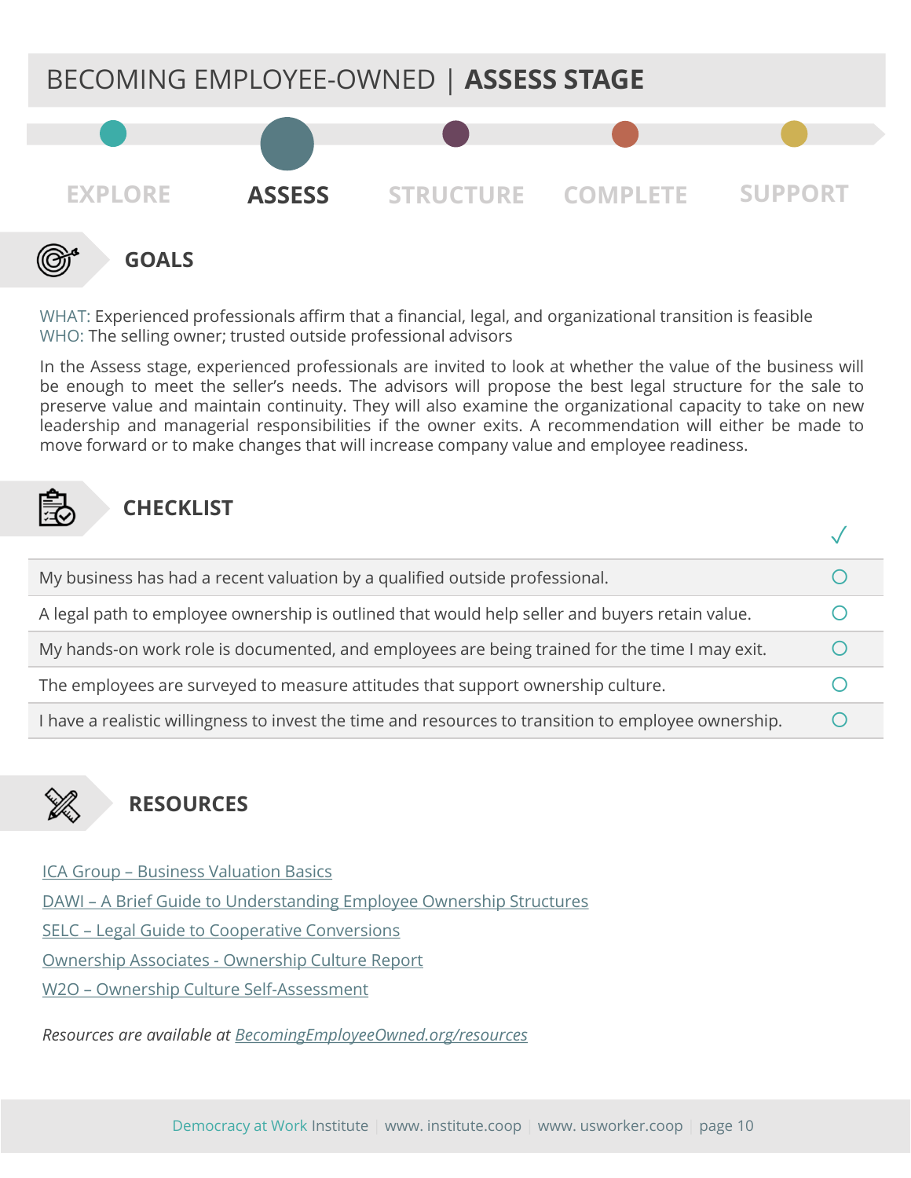# BECOMING EMPLOYEE-OWNED | **ASSESS STAGE**

EXPLORE | **ASSESS** | STRUCTURE | COMPLETE | SUPPORT

## GOALS

WHAT: Experienced professionals affirm that a financial, legal, and organizational transition is feasible
WHO: The selling owner; trusted outside professional advisors

In the Assess stage, experienced professionals are invited to look at whether the value of the business will be enough to meet the seller's needs. The advisors will propose the best legal structure for the sale to preserve value and maintain continuity. They will also examine the organizational capacity to take on new leadership and managerial responsibilities if the owner exits. A recommendation will either be made to move forward or to make changes that will increase company value and employee readiness.

## CHECKLIST

| | ✓ |
|---|---|
| My business has had a recent valuation by a qualified outside professional. | ○ |
| A legal path to employee ownership is outlined that would help seller and buyers retain value. | ○ |
| My hands-on work role is documented, and employees are being trained for the time I may exit. | ○ |
| The employees are surveyed to measure attitudes that support ownership culture. | ○ |
| I have a realistic willingness to invest the time and resources to transition to employee ownership. | ○ |

## RESOURCES

ICA Group – Business Valuation Basics
DAWI – A Brief Guide to Understanding Employee Ownership Structures
SELC – Legal Guide to Cooperative Conversions
Ownership Associates - Ownership Culture Report
W2O – Ownership Culture Self-Assessment

*Resources are available at BecomingEmployeeOwned.org/resources*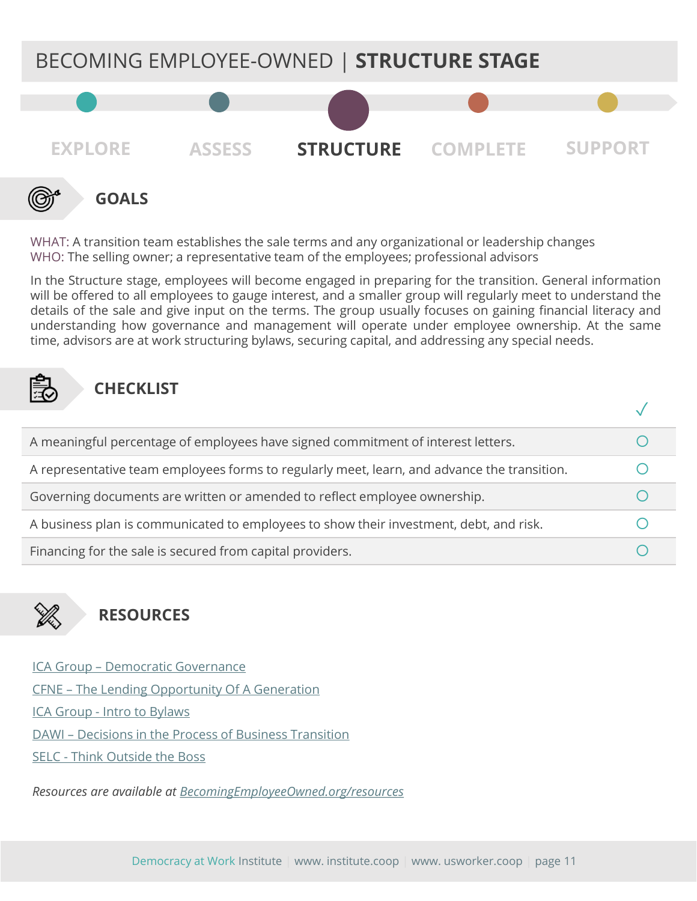# BECOMING EMPLOYEE-OWNED | **STRUCTURE STAGE**

EXPLORE · ASSESS · **STRUCTURE** · COMPLETE · SUPPORT

## GOALS

WHAT: A transition team establishes the sale terms and any organizational or leadership changes
WHO: The selling owner; a representative team of the employees; professional advisors

In the Structure stage, employees will become engaged in preparing for the transition. General information will be offered to all employees to gauge interest, and a smaller group will regularly meet to understand the details of the sale and give input on the terms. The group usually focuses on gaining financial literacy and understanding how governance and management will operate under employee ownership. At the same time, advisors are at work structuring bylaws, securing capital, and addressing any special needs.

## CHECKLIST

| | ✓ |
|---|---|
| A meaningful percentage of employees have signed commitment of interest letters. | ○ |
| A representative team employees forms to regularly meet, learn, and advance the transition. | ○ |
| Governing documents are written or amended to reflect employee ownership. | ○ |
| A business plan is communicated to employees to show their investment, debt, and risk. | ○ |
| Financing for the sale is secured from capital providers. | ○ |

## RESOURCES

ICA Group – Democratic Governance

CFNE – The Lending Opportunity Of A Generation

ICA Group - Intro to Bylaws

DAWI – Decisions in the Process of Business Transition

SELC - Think Outside the Boss

*Resources are available at BecomingEmployeeOwned.org/resources*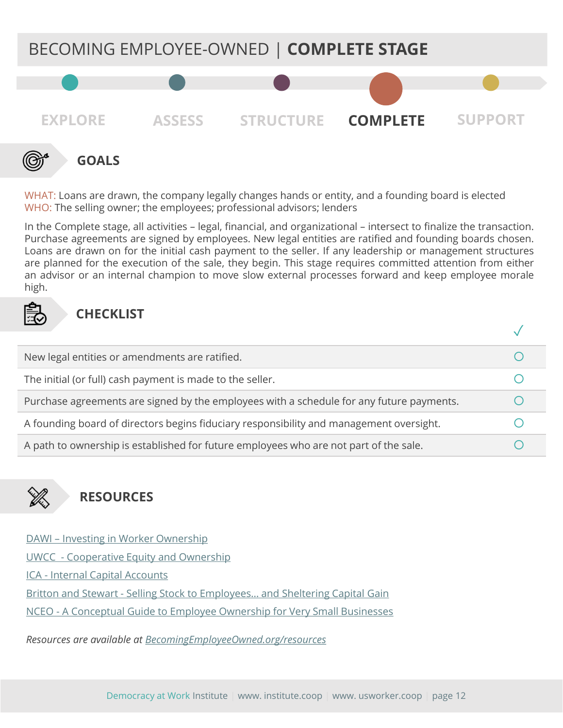# BECOMING EMPLOYEE-OWNED | **COMPLETE STAGE**

EXPLORE · ASSESS · STRUCTURE · **COMPLETE** · SUPPORT

## GOALS

WHAT: Loans are drawn, the company legally changes hands or entity, and a founding board is elected
WHO: The selling owner; the employees; professional advisors; lenders

In the Complete stage, all activities – legal, financial, and organizational – intersect to finalize the transaction. Purchase agreements are signed by employees. New legal entities are ratified and founding boards chosen. Loans are drawn on for the initial cash payment to the seller. If any leadership or management structures are planned for the execution of the sale, they begin. This stage requires committed attention from either an advisor or an internal champion to move slow external processes forward and keep employee morale high.

## CHECKLIST

| | ✓ |
|---|---|
| New legal entities or amendments are ratified. | ○ |
| The initial (or full) cash payment is made to the seller. | ○ |
| Purchase agreements are signed by the employees with a schedule for any future payments. | ○ |
| A founding board of directors begins fiduciary responsibility and management oversight. | ○ |
| A path to ownership is established for future employees who are not part of the sale. | ○ |

## RESOURCES

DAWI – Investing in Worker Ownership

UWCC - Cooperative Equity and Ownership

ICA - Internal Capital Accounts

Britton and Stewart - Selling Stock to Employees... and Sheltering Capital Gain

NCEO - A Conceptual Guide to Employee Ownership for Very Small Businesses

*Resources are available at BecomingEmployeeOwned.org/resources*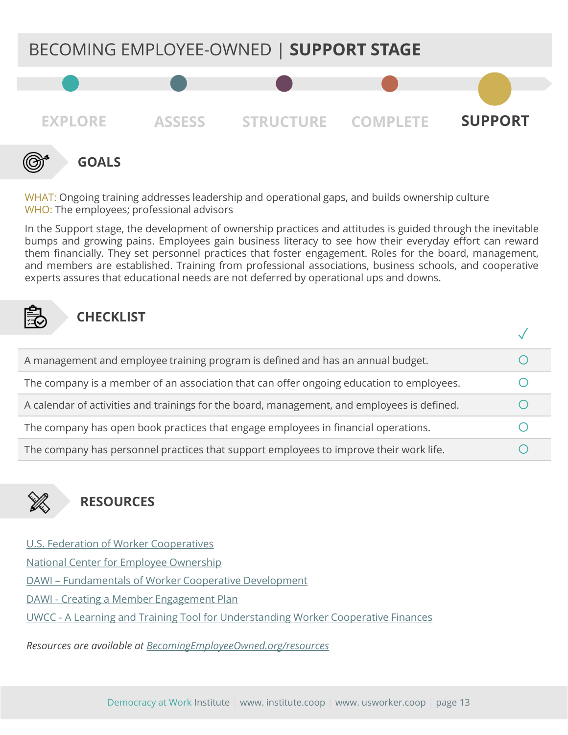# BECOMING EMPLOYEE-OWNED | **SUPPORT STAGE**

EXPLORE | ASSESS | STRUCTURE | COMPLETE | **SUPPORT**

## GOALS

WHAT: Ongoing training addresses leadership and operational gaps, and builds ownership culture
WHO: The employees; professional advisors

In the Support stage, the development of ownership practices and attitudes is guided through the inevitable bumps and growing pains. Employees gain business literacy to see how their everyday effort can reward them financially. They set personnel practices that foster engagement. Roles for the board, management, and members are established. Training from professional associations, business schools, and cooperative experts assures that educational needs are not deferred by operational ups and downs.

## CHECKLIST

| | ✓ |
|---|---|
| A management and employee training program is defined and has an annual budget. | ○ |
| The company is a member of an association that can offer ongoing education to employees. | ○ |
| A calendar of activities and trainings for the board, management, and employees is defined. | ○ |
| The company has open book practices that engage employees in financial operations. | ○ |
| The company has personnel practices that support employees to improve their work life. | ○ |

## RESOURCES

U.S. Federation of Worker Cooperatives

National Center for Employee Ownership

DAWI – Fundamentals of Worker Cooperative Development

DAWI - Creating a Member Engagement Plan

UWCC - A Learning and Training Tool for Understanding Worker Cooperative Finances

*Resources are available at BecomingEmployeeOwned.org/resources*

Democracy at Work Institute | www. institute.coop | www. usworker.coop